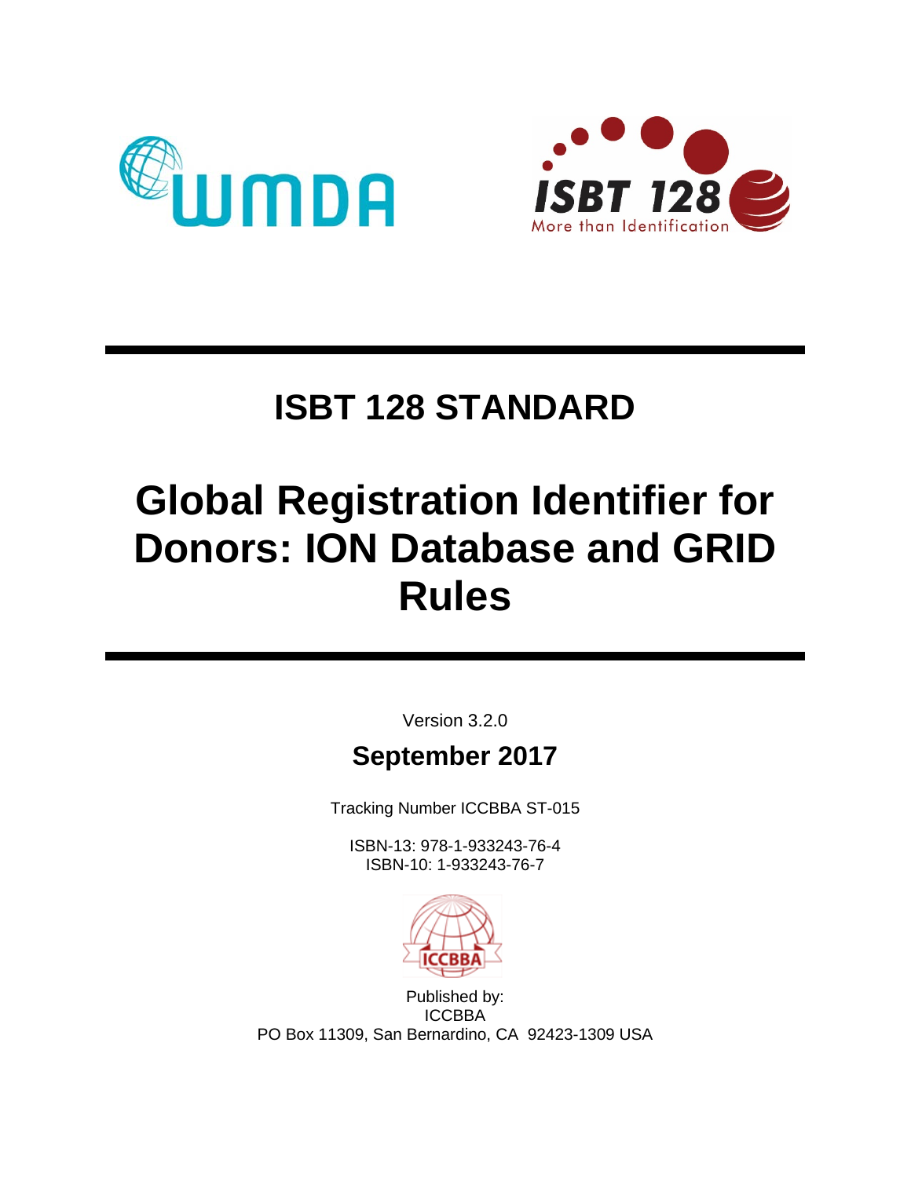# ISBT 128 STANDARD

# Global Registration Identifier for Donors: ION Database and GRID Rules

Version 3.2.0

**September 2017**

Tracking Number ICCBBA ST-015

ISBN-13: 978-1-933243-76-4
ISBN-10: 1-933243-76-7

Published by:
ICCBBA
PO Box 11309, San Bernardino, CA 92423-1309 USA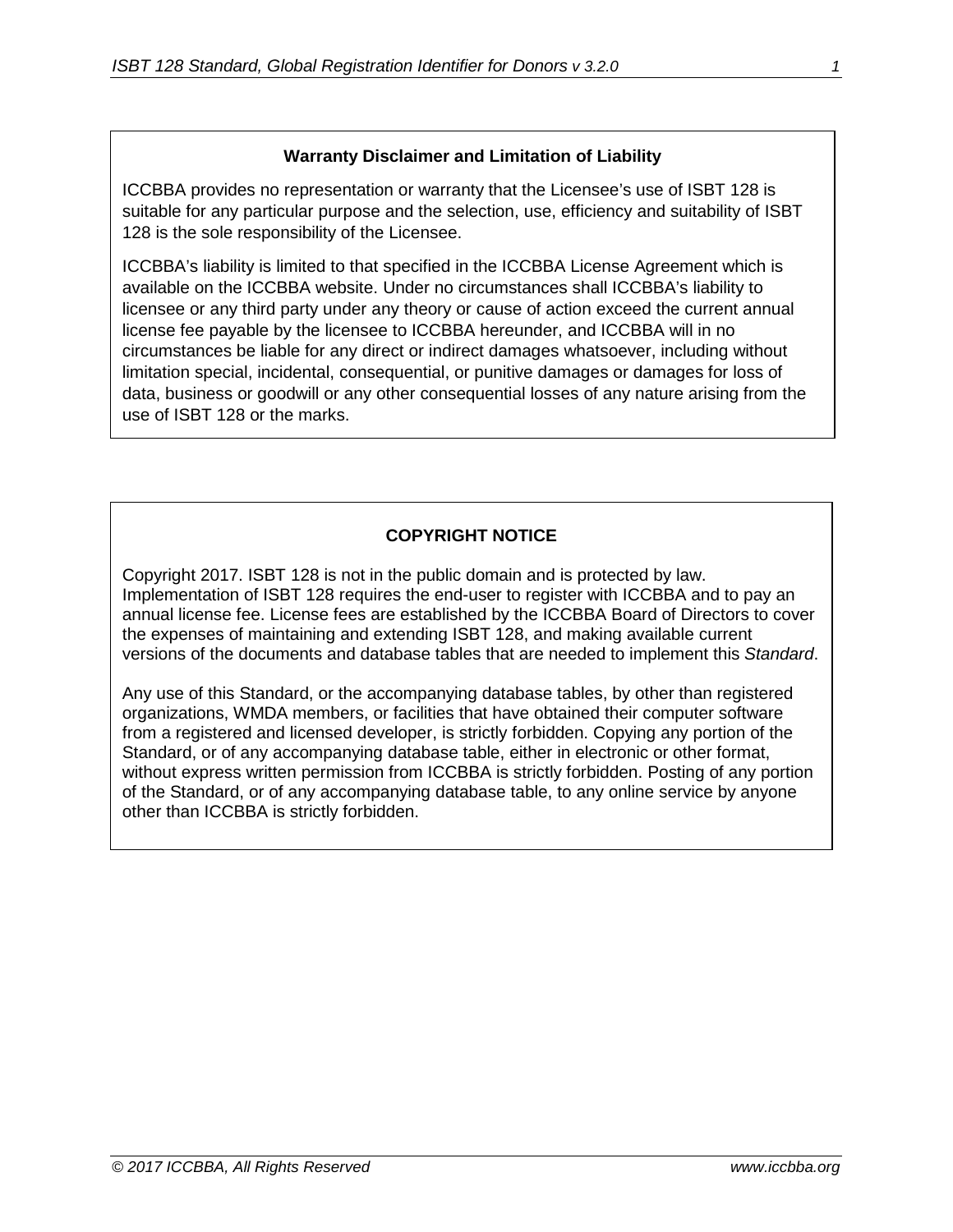**Warranty Disclaimer and Limitation of Liability**

ICCBBA provides no representation or warranty that the Licensee's use of ISBT 128 is suitable for any particular purpose and the selection, use, efficiency and suitability of ISBT 128 is the sole responsibility of the Licensee.

ICCBBA's liability is limited to that specified in the ICCBBA License Agreement which is available on the ICCBBA website. Under no circumstances shall ICCBBA's liability to licensee or any third party under any theory or cause of action exceed the current annual license fee payable by the licensee to ICCBBA hereunder, and ICCBBA will in no circumstances be liable for any direct or indirect damages whatsoever, including without limitation special, incidental, consequential, or punitive damages or damages for loss of data, business or goodwill or any other consequential losses of any nature arising from the use of ISBT 128 or the marks.

**COPYRIGHT NOTICE**

Copyright 2017. ISBT 128 is not in the public domain and is protected by law. Implementation of ISBT 128 requires the end-user to register with ICCBBA and to pay an annual license fee. License fees are established by the ICCBBA Board of Directors to cover the expenses of maintaining and extending ISBT 128, and making available current versions of the documents and database tables that are needed to implement this *Standard*.

Any use of this Standard, or the accompanying database tables, by other than registered organizations, WMDA members, or facilities that have obtained their computer software from a registered and licensed developer, is strictly forbidden. Copying any portion of the Standard, or of any accompanying database table, either in electronic or other format, without express written permission from ICCBBA is strictly forbidden. Posting of any portion of the Standard, or of any accompanying database table, to any online service by anyone other than ICCBBA is strictly forbidden.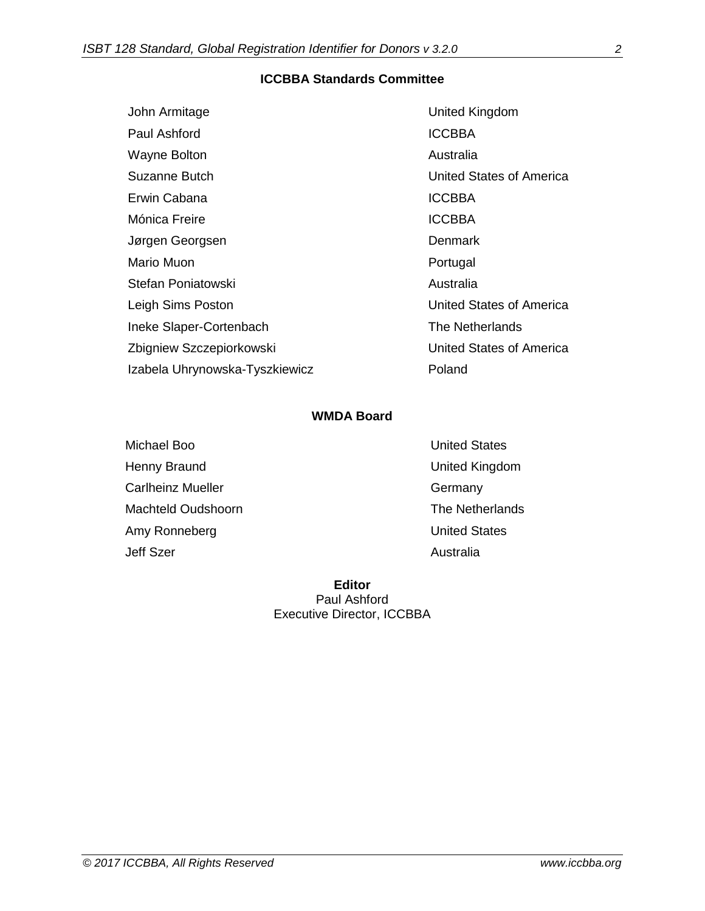**ICCBBA Standards Committee**

| | |
|---|---|
| John Armitage | United Kingdom |
| Paul Ashford | ICCBBA |
| Wayne Bolton | Australia |
| Suzanne Butch | United States of America |
| Erwin Cabana | ICCBBA |
| Mónica Freire | ICCBBA |
| Jørgen Georgsen | Denmark |
| Mario Muon | Portugal |
| Stefan Poniatowski | Australia |
| Leigh Sims Poston | United States of America |
| Ineke Slaper-Cortenbach | The Netherlands |
| Zbigniew Szczepiorkowski | United States of America |
| Izabela Uhrynowska-Tyszkiewicz | Poland |

**WMDA Board**

| | |
|---|---|
| Michael Boo | United States |
| Henny Braund | United Kingdom |
| Carlheinz Mueller | Germany |
| Machteld Oudshoorn | The Netherlands |
| Amy Ronneberg | United States |
| Jeff Szer | Australia |

**Editor**
Paul Ashford
Executive Director, ICCBBA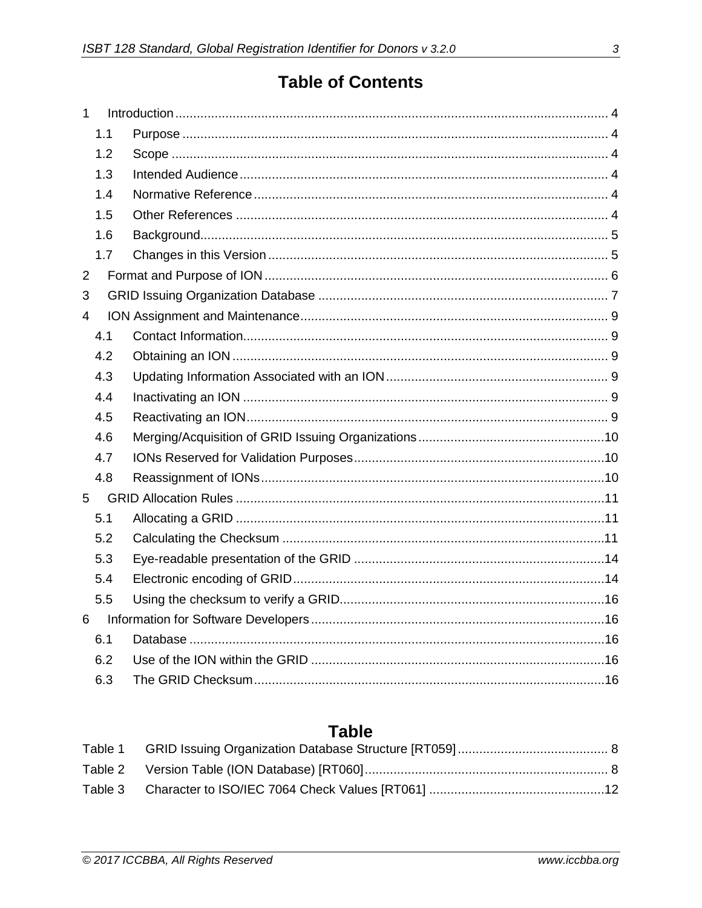# Table of Contents

1 Introduction ........................................................................ 4
   1.1 Purpose ........................................................................ 4
   1.2 Scope ........................................................................ 4
   1.3 Intended Audience ........................................................................ 4
   1.4 Normative Reference ........................................................................ 4
   1.5 Other References ........................................................................ 4
   1.6 Background ........................................................................ 5
   1.7 Changes in this Version ........................................................................ 5
2 Format and Purpose of ION ........................................................................ 6
3 GRID Issuing Organization Database ........................................................................ 7
4 ION Assignment and Maintenance ........................................................................ 9
   4.1 Contact Information ........................................................................ 9
   4.2 Obtaining an ION ........................................................................ 9
   4.3 Updating Information Associated with an ION ........................................................................ 9
   4.4 Inactivating an ION ........................................................................ 9
   4.5 Reactivating an ION ........................................................................ 9
   4.6 Merging/Acquisition of GRID Issuing Organizations ........................................................................ 10
   4.7 IONs Reserved for Validation Purposes ........................................................................ 10
   4.8 Reassignment of IONs ........................................................................ 10
5 GRID Allocation Rules ........................................................................ 11
   5.1 Allocating a GRID ........................................................................ 11
   5.2 Calculating the Checksum ........................................................................ 11
   5.3 Eye-readable presentation of the GRID ........................................................................ 14
   5.4 Electronic encoding of GRID ........................................................................ 14
   5.5 Using the checksum to verify a GRID ........................................................................ 16
6 Information for Software Developers ........................................................................ 16
   6.1 Database ........................................................................ 16
   6.2 Use of the ION within the GRID ........................................................................ 16
   6.3 The GRID Checksum ........................................................................ 16

# Table

Table 1 GRID Issuing Organization Database Structure [RT059] ........................................ 8
Table 2 Version Table (ION Database) [RT060] ........................................ 8
Table 3 Character to ISO/IEC 7064 Check Values [RT061] ........................................ 12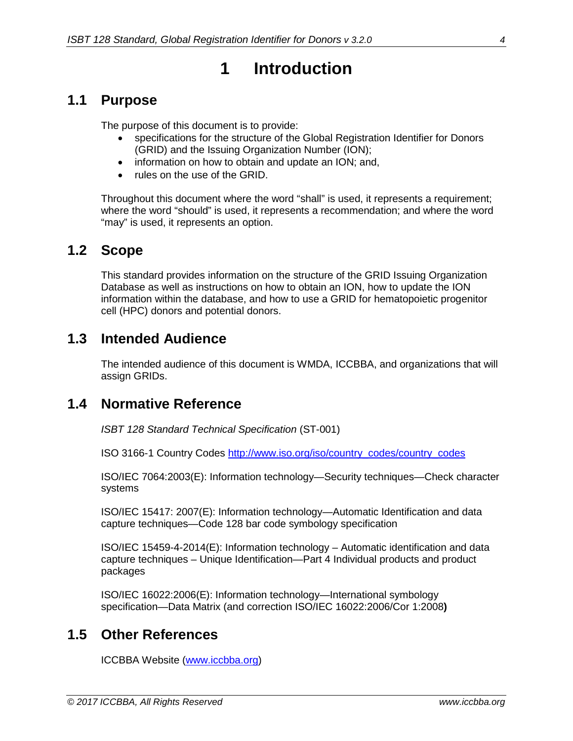# 1 Introduction

## 1.1 Purpose

The purpose of this document is to provide:

- specifications for the structure of the Global Registration Identifier for Donors (GRID) and the Issuing Organization Number (ION);
- information on how to obtain and update an ION; and,
- rules on the use of the GRID.

Throughout this document where the word "shall" is used, it represents a requirement; where the word "should" is used, it represents a recommendation; and where the word "may" is used, it represents an option.

## 1.2 Scope

This standard provides information on the structure of the GRID Issuing Organization Database as well as instructions on how to obtain an ION, how to update the ION information within the database, and how to use a GRID for hematopoietic progenitor cell (HPC) donors and potential donors.

## 1.3 Intended Audience

The intended audience of this document is WMDA, ICCBBA, and organizations that will assign GRIDs.

## 1.4 Normative Reference

*ISBT 128 Standard Technical Specification* (ST-001)

ISO 3166-1 Country Codes [http://www.iso.org/iso/country_codes/country_codes](http://www.iso.org/iso/country_codes/country_codes)

ISO/IEC 7064:2003(E): Information technology—Security techniques—Check character systems

ISO/IEC 15417: 2007(E): Information technology—Automatic Identification and data capture techniques—Code 128 bar code symbology specification

ISO/IEC 15459-4-2014(E): Information technology – Automatic identification and data capture techniques – Unique Identification—Part 4 Individual products and product packages

ISO/IEC 16022:2006(E): Information technology—International symbology specification—Data Matrix (and correction ISO/IEC 16022:2006/Cor 1:2008**)**

## 1.5 Other References

ICCBBA Website ([www.iccbba.org](http://www.iccbba.org))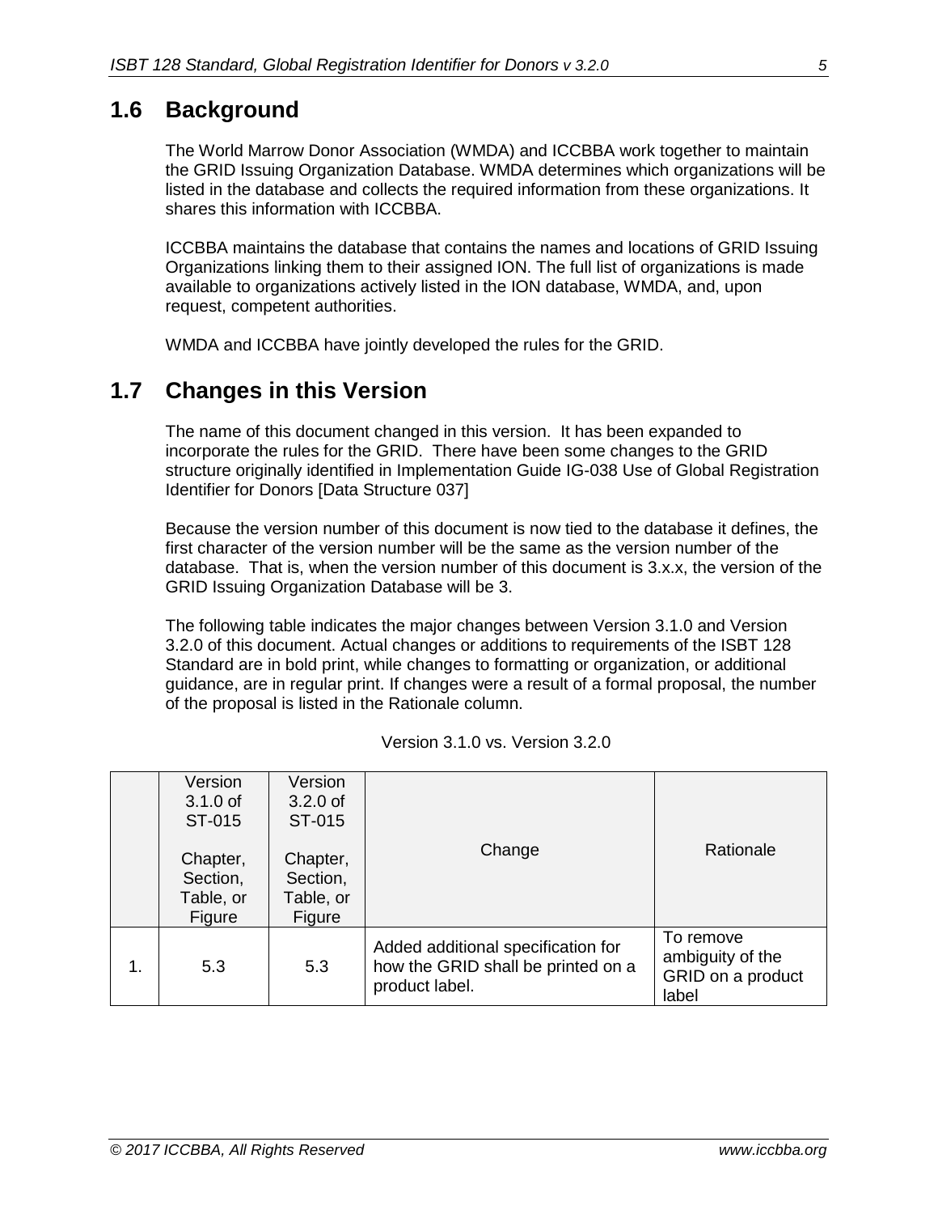## 1.6 Background

The World Marrow Donor Association (WMDA) and ICCBBA work together to maintain the GRID Issuing Organization Database. WMDA determines which organizations will be listed in the database and collects the required information from these organizations. It shares this information with ICCBBA.

ICCBBA maintains the database that contains the names and locations of GRID Issuing Organizations linking them to their assigned ION. The full list of organizations is made available to organizations actively listed in the ION database, WMDA, and, upon request, competent authorities.

WMDA and ICCBBA have jointly developed the rules for the GRID.

## 1.7 Changes in this Version

The name of this document changed in this version. It has been expanded to incorporate the rules for the GRID. There have been some changes to the GRID structure originally identified in Implementation Guide IG-038 Use of Global Registration Identifier for Donors [Data Structure 037]

Because the version number of this document is now tied to the database it defines, the first character of the version number will be the same as the version number of the database. That is, when the version number of this document is 3.x.x, the version of the GRID Issuing Organization Database will be 3.

The following table indicates the major changes between Version 3.1.0 and Version 3.2.0 of this document. Actual changes or additions to requirements of the ISBT 128 Standard are in bold print, while changes to formatting or organization, or additional guidance, are in regular print. If changes were a result of a formal proposal, the number of the proposal is listed in the Rationale column.

Version 3.1.0 vs. Version 3.2.0

| | Version 3.1.0 of ST-015<br><br>Chapter, Section, Table, or Figure | Version 3.2.0 of ST-015<br><br>Chapter, Section, Table, or Figure | Change | Rationale |
|---|---|---|---|---|
| 1. | 5.3 | 5.3 | Added additional specification for how the GRID shall be printed on a product label. | To remove ambiguity of the GRID on a product label |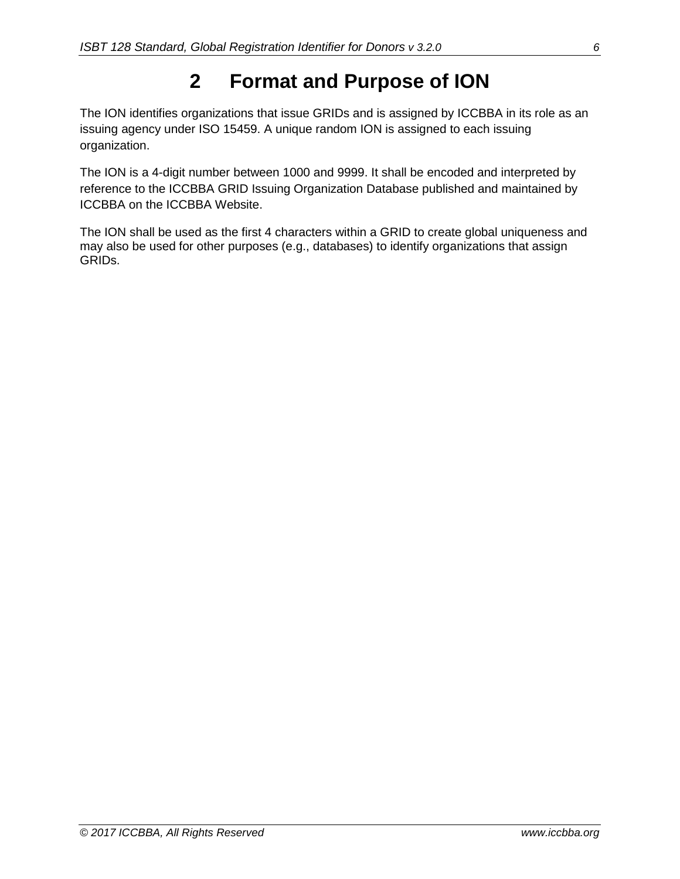# 2 Format and Purpose of ION

The ION identifies organizations that issue GRIDs and is assigned by ICCBBA in its role as an issuing agency under ISO 15459. A unique random ION is assigned to each issuing organization.

The ION is a 4-digit number between 1000 and 9999. It shall be encoded and interpreted by reference to the ICCBBA GRID Issuing Organization Database published and maintained by ICCBBA on the ICCBBA Website.

The ION shall be used as the first 4 characters within a GRID to create global uniqueness and may also be used for other purposes (e.g., databases) to identify organizations that assign GRIDs.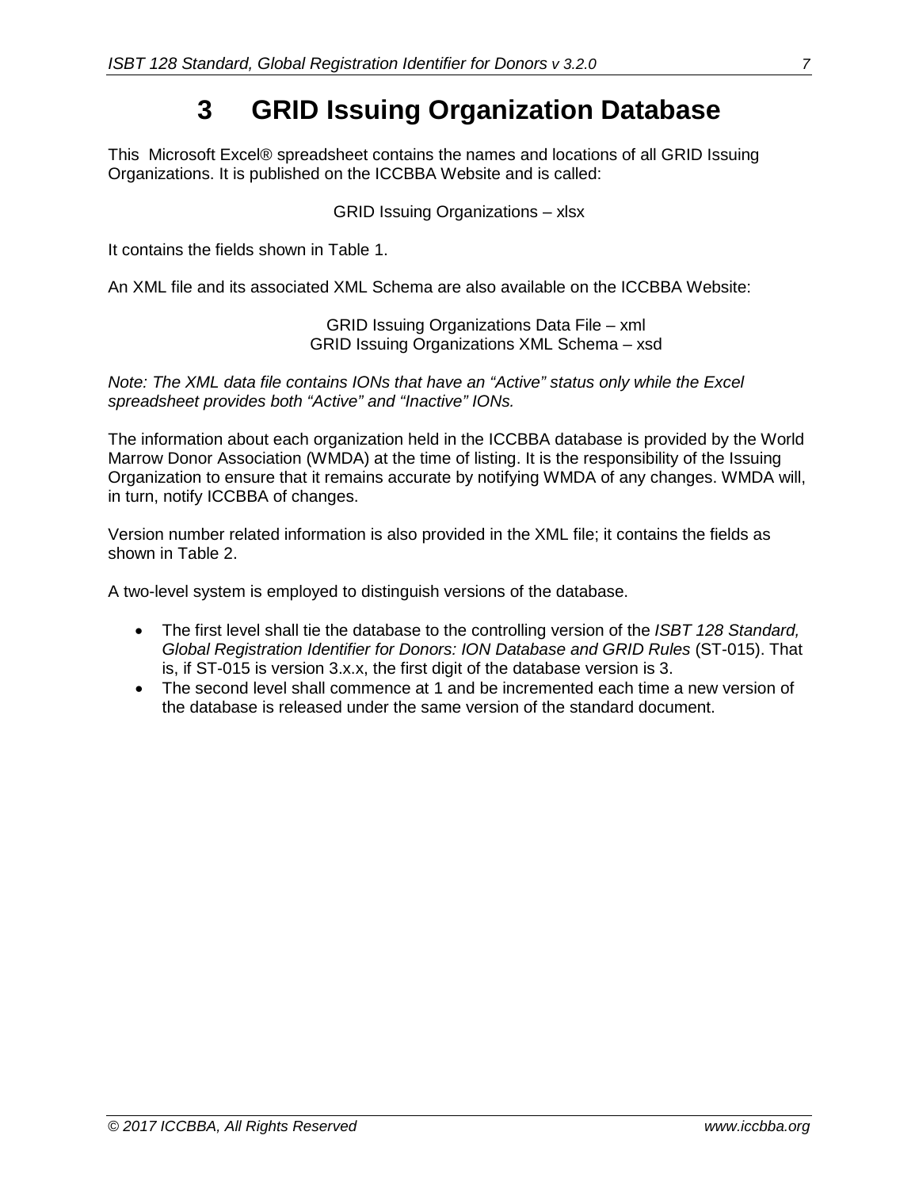# 3 GRID Issuing Organization Database

This Microsoft Excel® spreadsheet contains the names and locations of all GRID Issuing Organizations. It is published on the ICCBBA Website and is called:

GRID Issuing Organizations – xlsx

It contains the fields shown in Table 1.

An XML file and its associated XML Schema are also available on the ICCBBA Website:

GRID Issuing Organizations Data File – xml
GRID Issuing Organizations XML Schema – xsd

*Note: The XML data file contains IONs that have an "Active" status only while the Excel spreadsheet provides both "Active" and "Inactive" IONs.*

The information about each organization held in the ICCBBA database is provided by the World Marrow Donor Association (WMDA) at the time of listing. It is the responsibility of the Issuing Organization to ensure that it remains accurate by notifying WMDA of any changes. WMDA will, in turn, notify ICCBBA of changes.

Version number related information is also provided in the XML file; it contains the fields as shown in Table 2.

A two-level system is employed to distinguish versions of the database.

- The first level shall tie the database to the controlling version of the *ISBT 128 Standard, Global Registration Identifier for Donors: ION Database and GRID Rules* (ST-015). That is, if ST-015 is version 3.x.x, the first digit of the database version is 3.
- The second level shall commence at 1 and be incremented each time a new version of the database is released under the same version of the standard document.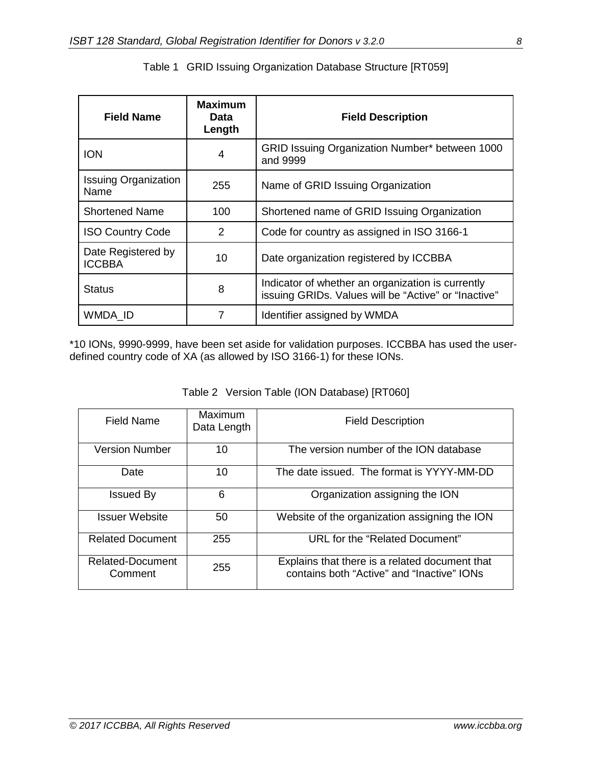Table 1 GRID Issuing Organization Database Structure [RT059]

| **Field Name** | **Maximum Data Length** | **Field Description** |
|---|---|---|
| ION | 4 | GRID Issuing Organization Number* between 1000 and 9999 |
| Issuing Organization Name | 255 | Name of GRID Issuing Organization |
| Shortened Name | 100 | Shortened name of GRID Issuing Organization |
| ISO Country Code | 2 | Code for country as assigned in ISO 3166-1 |
| Date Registered by ICCBBA | 10 | Date organization registered by ICCBBA |
| Status | 8 | Indicator of whether an organization is currently issuing GRIDs. Values will be “Active” or “Inactive” |
| WMDA_ID | 7 | Identifier assigned by WMDA |

*10 IONs, 9990-9999, have been set aside for validation purposes. ICCBBA has used the user-defined country code of XA (as allowed by ISO 3166-1) for these IONs.

Table 2 Version Table (ION Database) [RT060]

| Field Name | Maximum Data Length | Field Description |
|---|---|---|
| Version Number | 10 | The version number of the ION database |
| Date | 10 | The date issued. The format is YYYY-MM-DD |
| Issued By | 6 | Organization assigning the ION |
| Issuer Website | 50 | Website of the organization assigning the ION |
| Related Document | 255 | URL for the “Related Document” |
| Related-Document Comment | 255 | Explains that there is a related document that contains both “Active” and “Inactive” IONs |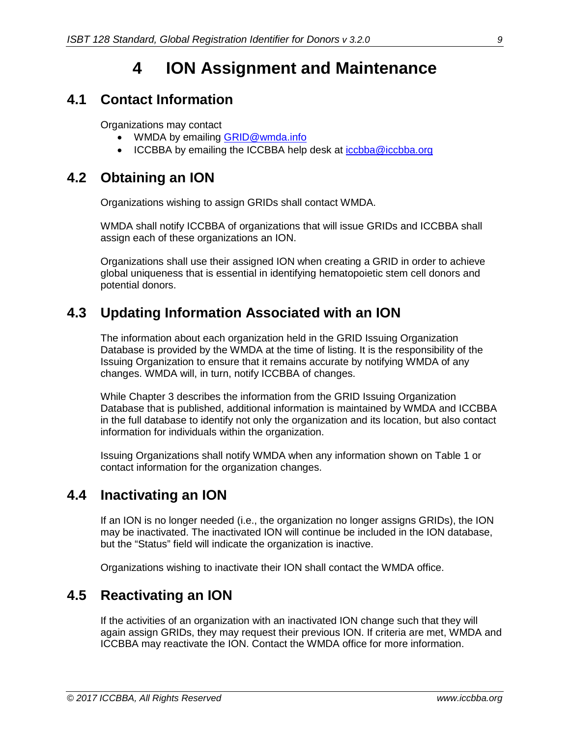# 4 ION Assignment and Maintenance

## 4.1 Contact Information

Organizations may contact

- WMDA by emailing GRID@wmda.info
- ICCBBA by emailing the ICCBBA help desk at iccbba@iccbba.org

## 4.2 Obtaining an ION

Organizations wishing to assign GRIDs shall contact WMDA.

WMDA shall notify ICCBBA of organizations that will issue GRIDs and ICCBBA shall assign each of these organizations an ION.

Organizations shall use their assigned ION when creating a GRID in order to achieve global uniqueness that is essential in identifying hematopoietic stem cell donors and potential donors.

## 4.3 Updating Information Associated with an ION

The information about each organization held in the GRID Issuing Organization Database is provided by the WMDA at the time of listing. It is the responsibility of the Issuing Organization to ensure that it remains accurate by notifying WMDA of any changes. WMDA will, in turn, notify ICCBBA of changes.

While Chapter 3 describes the information from the GRID Issuing Organization Database that is published, additional information is maintained by WMDA and ICCBBA in the full database to identify not only the organization and its location, but also contact information for individuals within the organization.

Issuing Organizations shall notify WMDA when any information shown on Table 1 or contact information for the organization changes.

## 4.4 Inactivating an ION

If an ION is no longer needed (i.e., the organization no longer assigns GRIDs), the ION may be inactivated. The inactivated ION will continue be included in the ION database, but the “Status” field will indicate the organization is inactive.

Organizations wishing to inactivate their ION shall contact the WMDA office.

## 4.5 Reactivating an ION

If the activities of an organization with an inactivated ION change such that they will again assign GRIDs, they may request their previous ION. If criteria are met, WMDA and ICCBBA may reactivate the ION. Contact the WMDA office for more information.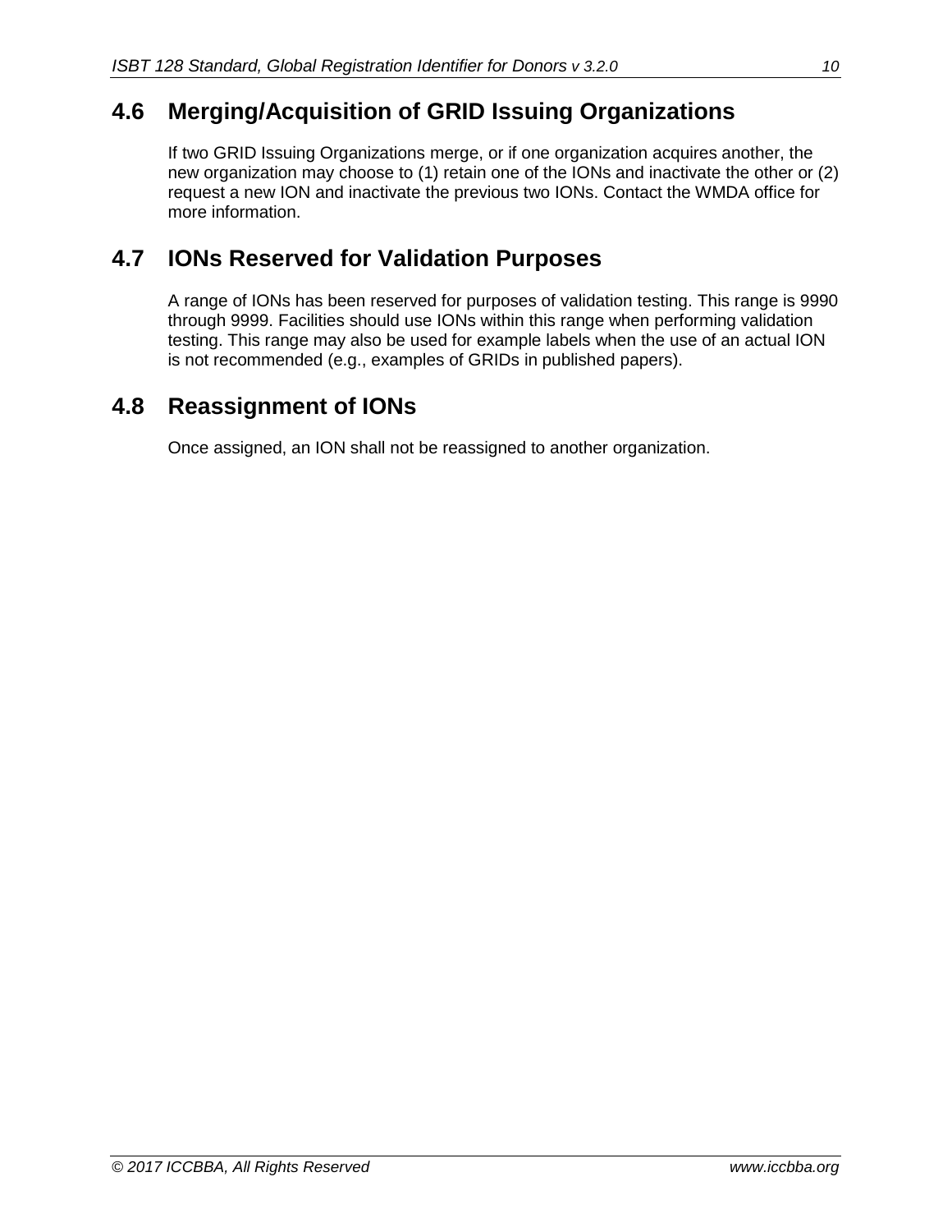## 4.6 Merging/Acquisition of GRID Issuing Organizations

If two GRID Issuing Organizations merge, or if one organization acquires another, the new organization may choose to (1) retain one of the IONs and inactivate the other or (2) request a new ION and inactivate the previous two IONs. Contact the WMDA office for more information.

## 4.7 IONs Reserved for Validation Purposes

A range of IONs has been reserved for purposes of validation testing. This range is 9990 through 9999. Facilities should use IONs within this range when performing validation testing. This range may also be used for example labels when the use of an actual ION is not recommended (e.g., examples of GRIDs in published papers).

## 4.8 Reassignment of IONs

Once assigned, an ION shall not be reassigned to another organization.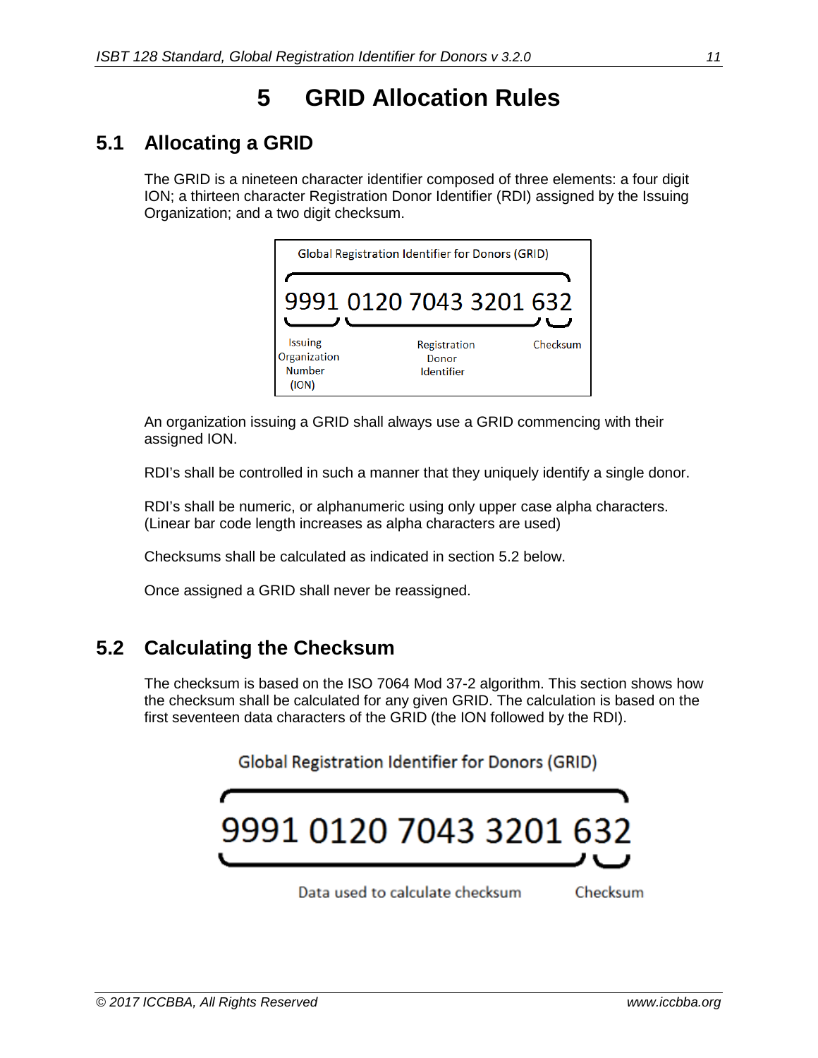# 5 GRID Allocation Rules

## 5.1 Allocating a GRID

The GRID is a nineteen character identifier composed of three elements: a four digit ION; a thirteen character Registration Donor Identifier (RDI) assigned by the Issuing Organization; and a two digit checksum.

Global Registration Identifier for Donors (GRID)

9991 0120 7043 3201 632

| Issuing Organization Number (ION) | Registration Donor Identifier | Checksum |
|---|---|---|
| 9991 | 0120 7043 3201 6 | 32 |

An organization issuing a GRID shall always use a GRID commencing with their assigned ION.

RDI's shall be controlled in such a manner that they uniquely identify a single donor.

RDI's shall be numeric, or alphanumeric using only upper case alpha characters. (Linear bar code length increases as alpha characters are used)

Checksums shall be calculated as indicated in section 5.2 below.

Once assigned a GRID shall never be reassigned.

## 5.2 Calculating the Checksum

The checksum is based on the ISO 7064 Mod 37-2 algorithm. This section shows how the checksum shall be calculated for any given GRID. The calculation is based on the first seventeen data characters of the GRID (the ION followed by the RDI).

Global Registration Identifier for Donors (GRID)

9991 0120 7043 3201 632

| Data used to calculate checksum | Checksum |
|---|---|
| 9991 0120 7043 3201 6 | 32 |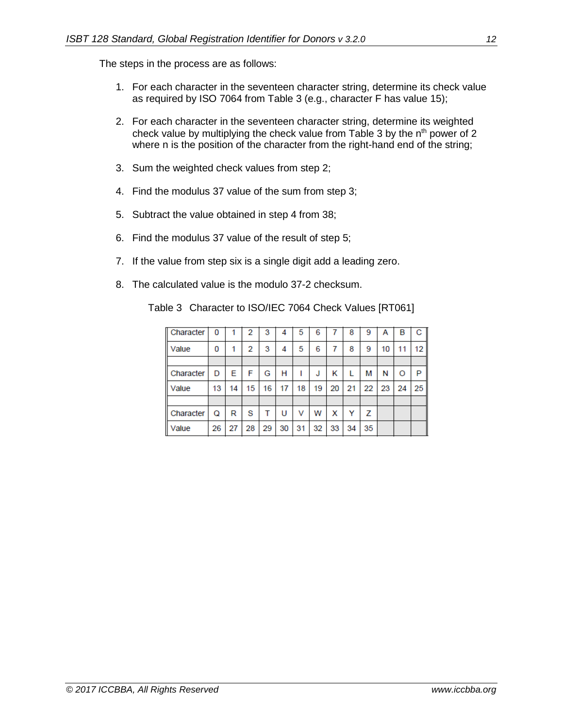The steps in the process are as follows:

1. For each character in the seventeen character string, determine its check value as required by ISO 7064 from Table 3 (e.g., character F has value 15);
2. For each character in the seventeen character string, determine its weighted check value by multiplying the check value from Table 3 by the $n^{th}$ power of 2 where n is the position of the character from the right-hand end of the string;
3. Sum the weighted check values from step 2;
4. Find the modulus 37 value of the sum from step 3;
5. Subtract the value obtained in step 4 from 38;
6. Find the modulus 37 value of the result of step 5;
7. If the value from step six is a single digit add a leading zero.
8. The calculated value is the modulo 37-2 checksum.

Table 3 Character to ISO/IEC 7064 Check Values [RT061]

| Character | 0 | 1 | 2 | 3 | 4 | 5 | 6 | 7 | 8 | 9 | A | B | C |
|---|---|---|---|---|---|---|---|---|---|---|---|---|---|
| Value | 0 | 1 | 2 | 3 | 4 | 5 | 6 | 7 | 8 | 9 | 10 | 11 | 12 |
| | | | | | | | | | | | | | |
| Character | D | E | F | G | H | I | J | K | L | M | N | O | P |
| Value | 13 | 14 | 15 | 16 | 17 | 18 | 19 | 20 | 21 | 22 | 23 | 24 | 25 |
| | | | | | | | | | | | | | |
| Character | Q | R | S | T | U | V | W | X | Y | Z | | | |
| Value | 26 | 27 | 28 | 29 | 30 | 31 | 32 | 33 | 34 | 35 | | | |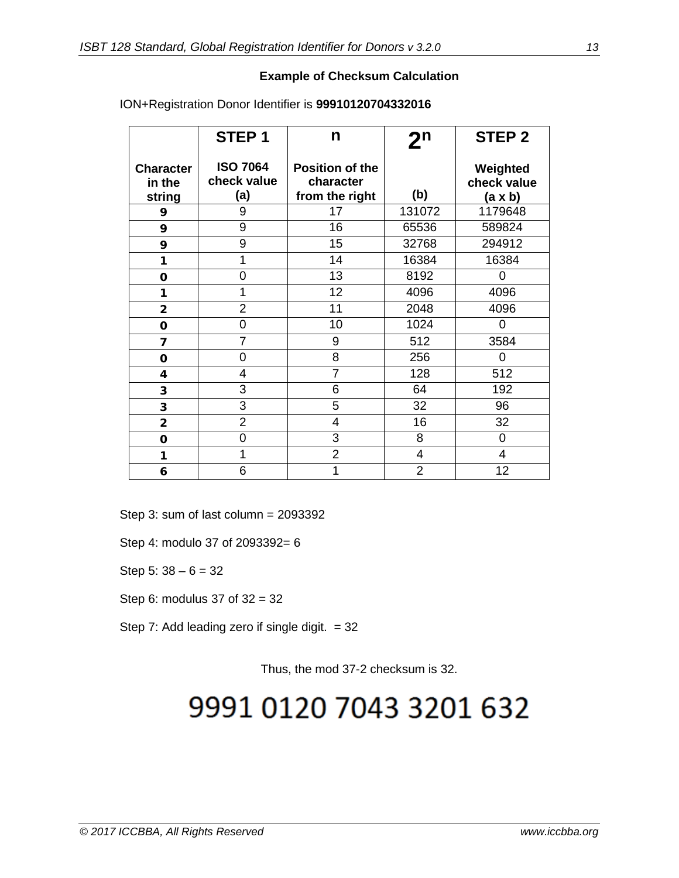**Example of Checksum Calculation**

ION+Registration Donor Identifier is **99910120704332016**

| Character in the string | STEP 1<br>ISO 7064 check value (a) | n<br>Position of the character from the right | $2^n$<br>(b) | STEP 2<br>Weighted check value (a x b) |
|---|---|---|---|---|
| **9** | 9 | 17 | 131072 | 1179648 |
| **9** | 9 | 16 | 65536 | 589824 |
| **9** | 9 | 15 | 32768 | 294912 |
| **1** | 1 | 14 | 16384 | 16384 |
| **0** | 0 | 13 | 8192 | 0 |
| **1** | 1 | 12 | 4096 | 4096 |
| **2** | 2 | 11 | 2048 | 4096 |
| **0** | 0 | 10 | 1024 | 0 |
| **7** | 7 | 9 | 512 | 3584 |
| **0** | 0 | 8 | 256 | 0 |
| **4** | 4 | 7 | 128 | 512 |
| **3** | 3 | 6 | 64 | 192 |
| **3** | 3 | 5 | 32 | 96 |
| **2** | 2 | 4 | 16 | 32 |
| **0** | 0 | 3 | 8 | 0 |
| **1** | 1 | 2 | 4 | 4 |
| **6** | 6 | 1 | 2 | 12 |

Step 3: sum of last column = 2093392

Step 4: modulo 37 of 2093392= 6

Step 5: 38 – 6 = 32

Step 6: modulus 37 of 32 = 32

Step 7: Add leading zero if single digit.  = 32

Thus, the mod 37-2 checksum is 32.

9991 0120 7043 3201 632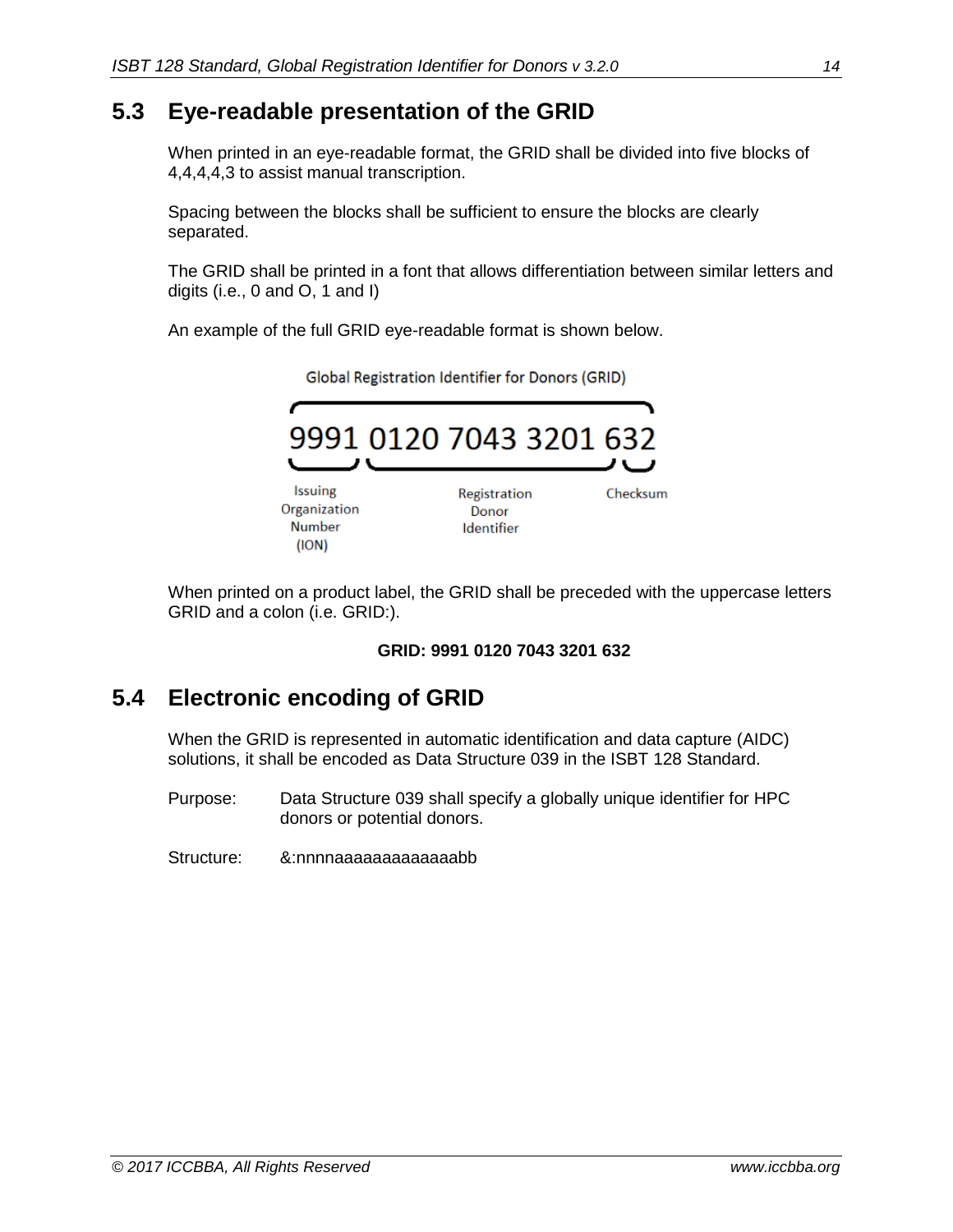## 5.3 Eye-readable presentation of the GRID

When printed in an eye-readable format, the GRID shall be divided into five blocks of 4,4,4,4,3 to assist manual transcription.

Spacing between the blocks shall be sufficient to ensure the blocks are clearly separated.

The GRID shall be printed in a font that allows differentiation between similar letters and digits (i.e., 0 and O, 1 and I)

An example of the full GRID eye-readable format is shown below.

Global Registration Identifier for Donors (GRID)

9991 0120 7043 3201 632

Issuing Organization Number (ION) | Registration Donor Identifier | Checksum

When printed on a product label, the GRID shall be preceded with the uppercase letters GRID and a colon (i.e. GRID:).

**GRID: 9991 0120 7043 3201 632**

## 5.4 Electronic encoding of GRID

When the GRID is represented in automatic identification and data capture (AIDC) solutions, it shall be encoded as Data Structure 039 in the ISBT 128 Standard.

Purpose: Data Structure 039 shall specify a globally unique identifier for HPC donors or potential donors.

Structure: &:nnnnaaaaaaaaaaaaabb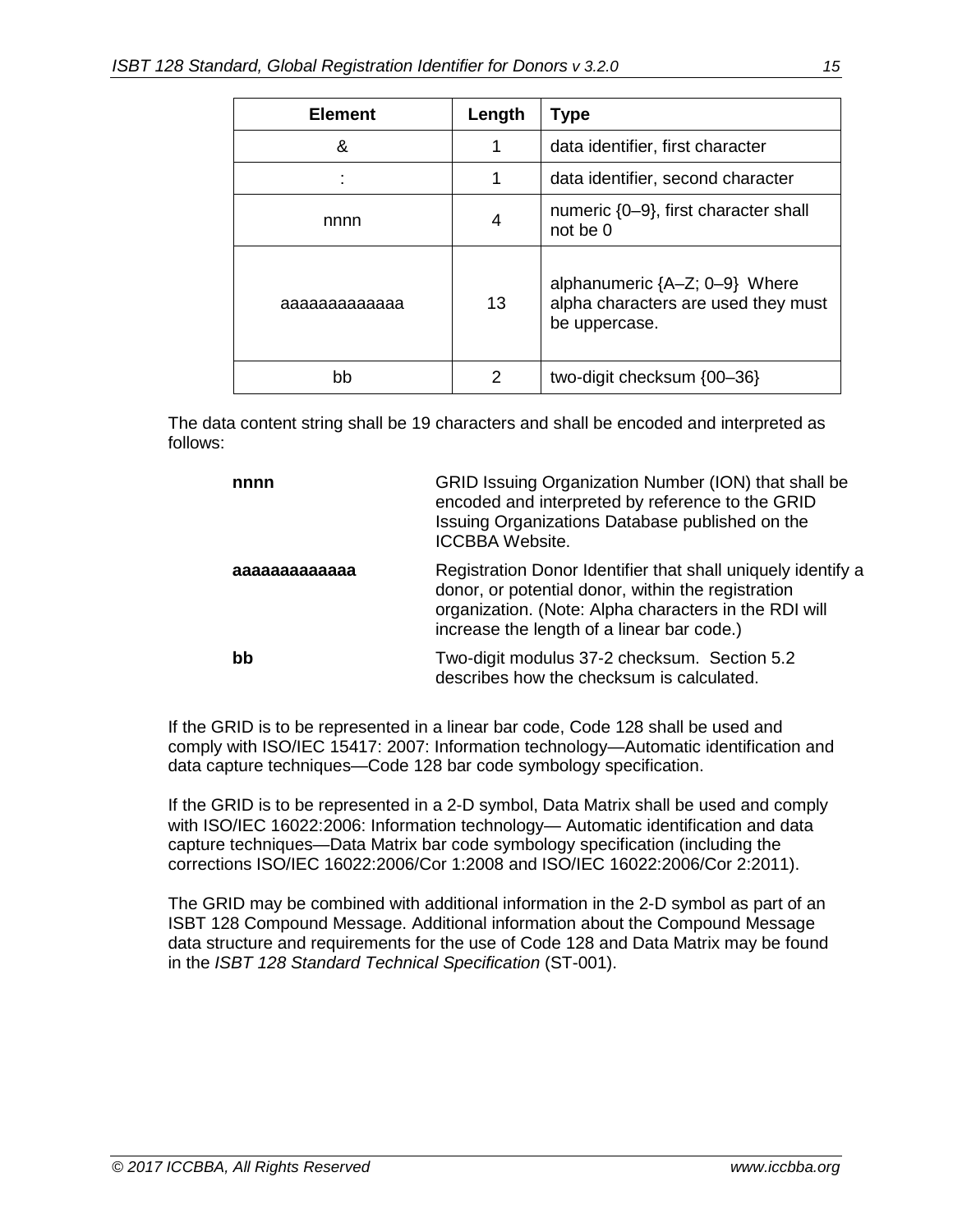| Element | Length | Type |
| --- | --- | --- |
| & | 1 | data identifier, first character |
| : | 1 | data identifier, second character |
| nnnn | 4 | numeric {0–9}, first character shall not be 0 |
| aaaaaaaaaaaaa | 13 | alphanumeric {A–Z; 0–9} Where alpha characters are used they must be uppercase. |
| bb | 2 | two-digit checksum {00–36} |

The data content string shall be 19 characters and shall be encoded and interpreted as follows:

| | |
| --- | --- |
| **nnnn** | GRID Issuing Organization Number (ION) that shall be encoded and interpreted by reference to the GRID Issuing Organizations Database published on the ICCBBA Website. |
| **aaaaaaaaaaaaa** | Registration Donor Identifier that shall uniquely identify a donor, or potential donor, within the registration organization. (Note: Alpha characters in the RDI will increase the length of a linear bar code.) |
| **bb** | Two-digit modulus 37-2 checksum. Section 5.2 describes how the checksum is calculated. |

If the GRID is to be represented in a linear bar code, Code 128 shall be used and comply with ISO/IEC 15417: 2007: Information technology—Automatic identification and data capture techniques—Code 128 bar code symbology specification.

If the GRID is to be represented in a 2-D symbol, Data Matrix shall be used and comply with ISO/IEC 16022:2006: Information technology— Automatic identification and data capture techniques—Data Matrix bar code symbology specification (including the corrections ISO/IEC 16022:2006/Cor 1:2008 and ISO/IEC 16022:2006/Cor 2:2011).

The GRID may be combined with additional information in the 2-D symbol as part of an ISBT 128 Compound Message. Additional information about the Compound Message data structure and requirements for the use of Code 128 and Data Matrix may be found in the *ISBT 128 Standard Technical Specification* (ST-001).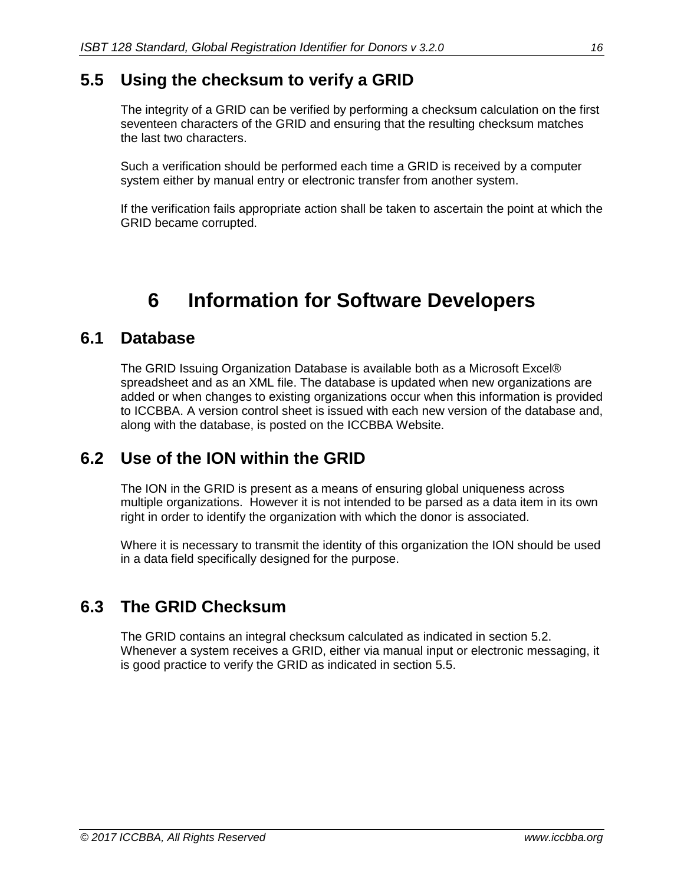## 5.5 Using the checksum to verify a GRID

The integrity of a GRID can be verified by performing a checksum calculation on the first seventeen characters of the GRID and ensuring that the resulting checksum matches the last two characters.

Such a verification should be performed each time a GRID is received by a computer system either by manual entry or electronic transfer from another system.

If the verification fails appropriate action shall be taken to ascertain the point at which the GRID became corrupted.

# 6 Information for Software Developers

## 6.1 Database

The GRID Issuing Organization Database is available both as a Microsoft Excel® spreadsheet and as an XML file. The database is updated when new organizations are added or when changes to existing organizations occur when this information is provided to ICCBBA. A version control sheet is issued with each new version of the database and, along with the database, is posted on the ICCBBA Website.

## 6.2 Use of the ION within the GRID

The ION in the GRID is present as a means of ensuring global uniqueness across multiple organizations. However it is not intended to be parsed as a data item in its own right in order to identify the organization with which the donor is associated.

Where it is necessary to transmit the identity of this organization the ION should be used in a data field specifically designed for the purpose.

## 6.3 The GRID Checksum

The GRID contains an integral checksum calculated as indicated in section 5.2. Whenever a system receives a GRID, either via manual input or electronic messaging, it is good practice to verify the GRID as indicated in section 5.5.